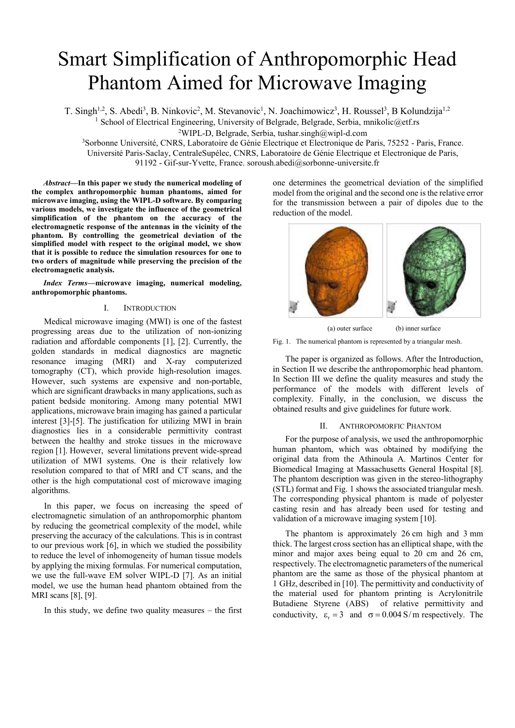# Smart Simplification of Anthropomorphic Head Phantom Aimed for Microwave Imaging

T. Singh[1,2], S. Abedi[3], B. Ninkovic[2], M. Stevanovic[1], N. Joachimowicz[3], H. Roussel[3], B Kolundzija[1,2]

[1] School of Electrical Engineering, University of Belgrade, Belgrade, Serbia, mnikolic@etf.rs

[2]WIPL-D, Belgrade, Serbia, tushar.singh@wipl-d.com

[3]Sorbonne Université, CNRS, Laboratoire de Génie Electrique et Electronique de Paris, 75252 - Paris, France. Université Paris-Saclay, CentraleSupélec, CNRS, Laboratoire de Génie Electrique et Electronique de Paris, 91192 - Gif-sur-Yvette, France. soroush.abedi@sorbonne-universite.fr

***Abstract*—In this paper we study the numerical modeling of the complex anthropomorphic human phantoms, aimed for microwave imaging, using the WIPL-D software. By comparing various models, we investigate the influence of the geometrical simplification of the phantom on the accuracy of the electromagnetic response of the antennas in the vicinity of the phantom. By controlling the geometrical deviation of the simplified model with respect to the original model, we show that it is possible to reduce the simulation resources for one to two orders of magnitude while preserving the precision of the electromagnetic analysis.**

***Index Terms*—microwave imaging, numerical modeling, anthropomorphic phantoms.**

## I. Introduction

Medical microwave imaging (MWI) is one of the fastest progressing areas due to the utilization of non-ionizing radiation and affordable components [1], [2]. Currently, the golden standards in medical diagnostics are magnetic resonance imaging (MRI) and X-ray computerized tomography (CT), which provide high-resolution images. However, such systems are expensive and non-portable, which are significant drawbacks in many applications, such as patient bedside monitoring. Among many potential MWI applications, microwave brain imaging has gained a particular interest [3]-[5]. The justification for utilizing MWI in brain diagnostics lies in a considerable permittivity contrast between the healthy and stroke tissues in the microwave region [1]. However, several limitations prevent wide-spread utilization of MWI systems. One is their relatively low resolution compared to that of MRI and CT scans, and the other is the high computational cost of microwave imaging algorithms.

In this paper, we focus on increasing the speed of electromagnetic simulation of an anthropomorphic phantom by reducing the geometrical complexity of the model, while preserving the accuracy of the calculations. This is in contrast to our previous work [6], in which we studied the possibility to reduce the level of inhomogeneity of human tissue models by applying the mixing formulas. For numerical computation, we use the full-wave EM solver WIPL-D [7]. As an initial model, we use the human head phantom obtained from the MRI scans [8], [9].

In this study, we define two quality measures – the first one determines the geometrical deviation of the simplified model from the original and the second one is the relative error for the transmission between a pair of dipoles due to the reduction of the model.

(a) outer surface (b) inner surface

Fig. 1. The numerical phantom is represented by a triangular mesh.

The paper is organized as follows. After the Introduction, in Section II we describe the anthropomorphic head phantom. In Section III we define the quality measures and study the performance of the models with different levels of complexity. Finally, in the conclusion, we discuss the obtained results and give guidelines for future work.

## II. Anthropomorfic Phantom

For the purpose of analysis, we used the anthropomorphic human phantom, which was obtained by modifying the original data from the Athinoula A. Martinos Center for Biomedical Imaging at Massachusetts General Hospital [8]. The phantom description was given in the stereo-lithography (STL) format and Fig. 1 shows the associated triangular mesh. The corresponding physical phantom is made of polyester casting resin and has already been used for testing and validation of a microwave imaging system [10].

The phantom is approximately 26 cm high and 3 mm thick. The largest cross section has an elliptical shape, with the minor and major axes being equal to 20 cm and 26 cm, respectively. The electromagnetic parameters of the numerical phantom are the same as those of the physical phantom at 1 GHz, described in [10]. The permittivity and conductivity of the material used for phantom printing is Acrylonitrile Butadiene Styrene (ABS) of relative permittivity and conductivity, $\varepsilon_r = 3$ and $\sigma = 0.004\,\mathrm{S/m}$ respectively. The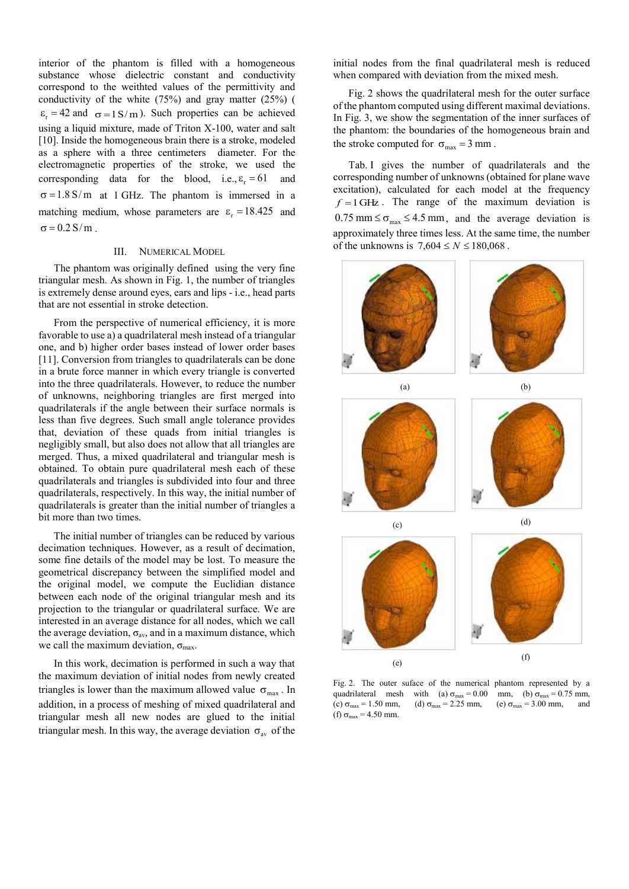interior of the phantom is filled with a homogeneous substance whose dielectric constant and conductivity correspond to the weithted values of the permittivity and conductivity of the white (75%) and gray matter (25%) ( $\varepsilon_r = 42$ and $\sigma = 1\,\mathrm{S/m}$). Such properties can be achieved using a liquid mixture, made of Triton X-100, water and salt [10]. Inside the homogeneous brain there is a stroke, modeled as a sphere with a three centimeters diameter. For the electromagnetic properties of the stroke, we used the corresponding data for the blood, i.e., $\varepsilon_r = 61$ and $\sigma = 1.8\,\mathrm{S/m}$ at 1 GHz. The phantom is immersed in a matching medium, whose parameters are $\varepsilon_r = 18.425$ and $\sigma = 0.2\,\mathrm{S/m}$.

## III. Numerical Model

The phantom was originally defined using the very fine triangular mesh. As shown in Fig. 1, the number of triangles is extremely dense around eyes, ears and lips - i.e., head parts that are not essential in stroke detection.

From the perspective of numerical efficiency, it is more favorable to use a) a quadrilateral mesh instead of a triangular one, and b) higher order bases instead of lower order bases [11]. Conversion from triangles to quadrilaterals can be done in a brute force manner in which every triangle is converted into the three quadrilaterals. However, to reduce the number of unknowns, neighboring triangles are first merged into quadrilaterals if the angle between their surface normals is less than five degrees. Such small angle tolerance provides that, deviation of these quads from initial triangles is negligibly small, but also does not allow that all triangles are merged. Thus, a mixed quadrilateral and triangular mesh is obtained. To obtain pure quadrilateral mesh each of these quadrilaterals and triangles is subdivided into four and three quadrilaterals, respectively. In this way, the initial number of quadrilaterals is greater than the initial number of triangles a bit more than two times.

The initial number of triangles can be reduced by various decimation techniques. However, as a result of decimation, some fine details of the model may be lost. To measure the geometrical discrepancy between the simplified model and the original model, we compute the Euclidian distance between each node of the original triangular mesh and its projection to the triangular or quadrilateral surface. We are interested in an average distance for all nodes, which we call the average deviation, $\sigma_{av}$, and in a maximum distance, which we call the maximum deviation, $\sigma_{max}$.

In this work, decimation is performed in such a way that the maximum deviation of initial nodes from newly created triangles is lower than the maximum allowed value $\sigma_{max}$. In addition, in a process of meshing of mixed quadrilateral and triangular mesh all new nodes are glued to the initial triangular mesh. In this way, the average deviation $\sigma_{av}$ of the initial nodes from the final quadrilateral mesh is reduced when compared with deviation from the mixed mesh.

Fig. 2 shows the quadrilateral mesh for the outer surface of the phantom computed using different maximal deviations. In Fig. 3, we show the segmentation of the inner surfaces of the phantom: the boundaries of the homogeneous brain and the stroke computed for $\sigma_{max} = 3\,\mathrm{mm}$.

Tab. I gives the number of quadrilaterals and the corresponding number of unknowns (obtained for plane wave excitation), calculated for each model at the frequency $f = 1\,\mathrm{GHz}$. The range of the maximum deviation is $0.75\,\mathrm{mm} \le \sigma_{max} \le 4.5\,\mathrm{mm}$, and the average deviation is approximately three times less. At the same time, the number of the unknowns is $7{,}604 \le N \le 180{,}068$.

(a) (b) (c) (d) (e) (f)

Fig. 2. The outer suface of the numerical phantom represented by a quadrilateral mesh with (a) $\sigma_{max} = 0.00$ mm, (b) $\sigma_{max} = 0.75$ mm, (c) $\sigma_{max} = 1.50$ mm, (d) $\sigma_{max} = 2.25$ mm, (e) $\sigma_{max} = 3.00$ mm, and (f) $\sigma_{max} = 4.50$ mm.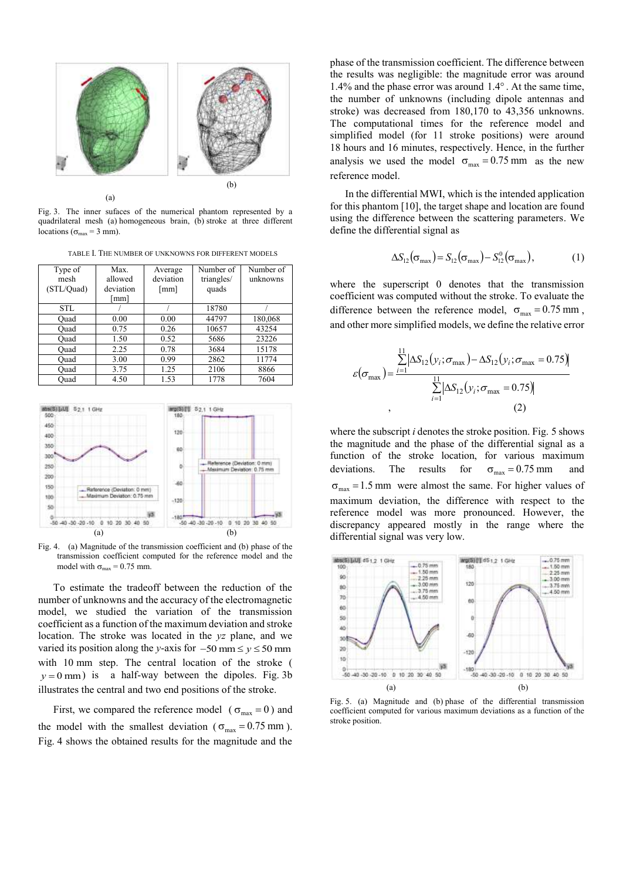Fig. 3. The inner sufaces of the numerical phantom represented by a quadrilateral mesh (a) homogeneous brain, (b) stroke at three different locations ($\sigma_{max} = 3$ mm).

TABLE I. THE NUMBER OF UNKNOWNS FOR DIFFERENT MODELS

| Type of mesh (STL/Quad) | Max. allowed deviation [mm] | Average deviation [mm] | Number of triangles/quads | Number of unknowns |
|---|---|---|---|---|
| STL | / | / | 18780 | / |
| Quad | 0.00 | 0.00 | 44797 | 180,068 |
| Quad | 0.75 | 0.26 | 10657 | 43254 |
| Quad | 1.50 | 0.52 | 5686 | 23226 |
| Quad | 2.25 | 0.78 | 3684 | 15178 |
| Quad | 3.00 | 0.99 | 2862 | 11774 |
| Quad | 3.75 | 1.25 | 2106 | 8866 |
| Quad | 4.50 | 1.53 | 1778 | 7604 |

Fig. 4. (a) Magnitude of the transmission coefficient and (b) phase of the transmission coefficient computed for the reference model and the model with $\sigma_{max} = 0.75$ mm.

To estimate the tradeoff between the reduction of the number of unknowns and the accuracy of the electromagnetic model, we studied the variation of the transmission coefficient as a function of the maximum deviation and stroke location. The stroke was located in the *yz* plane, and we varied its position along the *y*-axis for $-50 \text{ mm} \le y \le 50 \text{ mm}$ with 10 mm step. The central location of the stroke ($y = 0 \text{ mm}$) is a half-way between the dipoles. Fig. 3b illustrates the central and two end positions of the stroke.

First, we compared the reference model ($\sigma_{max} = 0$) and the model with the smallest deviation ($\sigma_{max} = 0.75$ mm). Fig. 4 shows the obtained results for the magnitude and the phase of the transmission coefficient. The difference between the results was negligible: the magnitude error was around 1.4% and the phase error was around 1.4°. At the same time, the number of unknowns (including dipole antennas and stroke) was decreased from 180,170 to 43,356 unknowns. The computational times for the reference model and simplified model (for 11 stroke positions) were around 18 hours and 16 minutes, respectively. Hence, in the further analysis we used the model $\sigma_{max} = 0.75$ mm as the new reference model.

In the differential MWI, which is the intended application for this phantom [10], the target shape and location are found using the difference between the scattering parameters. We define the differential signal as

$$\Delta S_{12}(\sigma_{max}) = S_{12}(\sigma_{max}) - S_{12}^{0}(\sigma_{max}), \tag{1}$$

where the superscript 0 denotes that the transmission coefficient was computed without the stroke. To evaluate the difference between the reference model, $\sigma_{max} = 0.75$ mm, and other more simplified models, we define the relative error

$$\varepsilon(\sigma_{max}) = \frac{\sum_{i=1}^{11} \left| \Delta S_{12}(y_i; \sigma_{max}) - \Delta S_{12}(y_i; \sigma_{max} = 0.75) \right|}{\sum_{i=1}^{11} \left| \Delta S_{12}(y_i; \sigma_{max} = 0.75) \right|}, \tag{2}$$

where the subscript *i* denotes the stroke position. Fig. 5 shows the magnitude and the phase of the differential signal as a function of the stroke location, for various maximum deviations. The results for $\sigma_{max} = 0.75$ mm and $\sigma_{max} = 1.5$ mm were almost the same. For higher values of maximum deviation, the difference with respect to the reference model was more pronounced. However, the discrepancy appeared mostly in the range where the differential signal was very low.

Fig. 5. (a) Magnitude and (b) phase of the differential transmission coefficient computed for various maximum deviations as a function of the stroke position.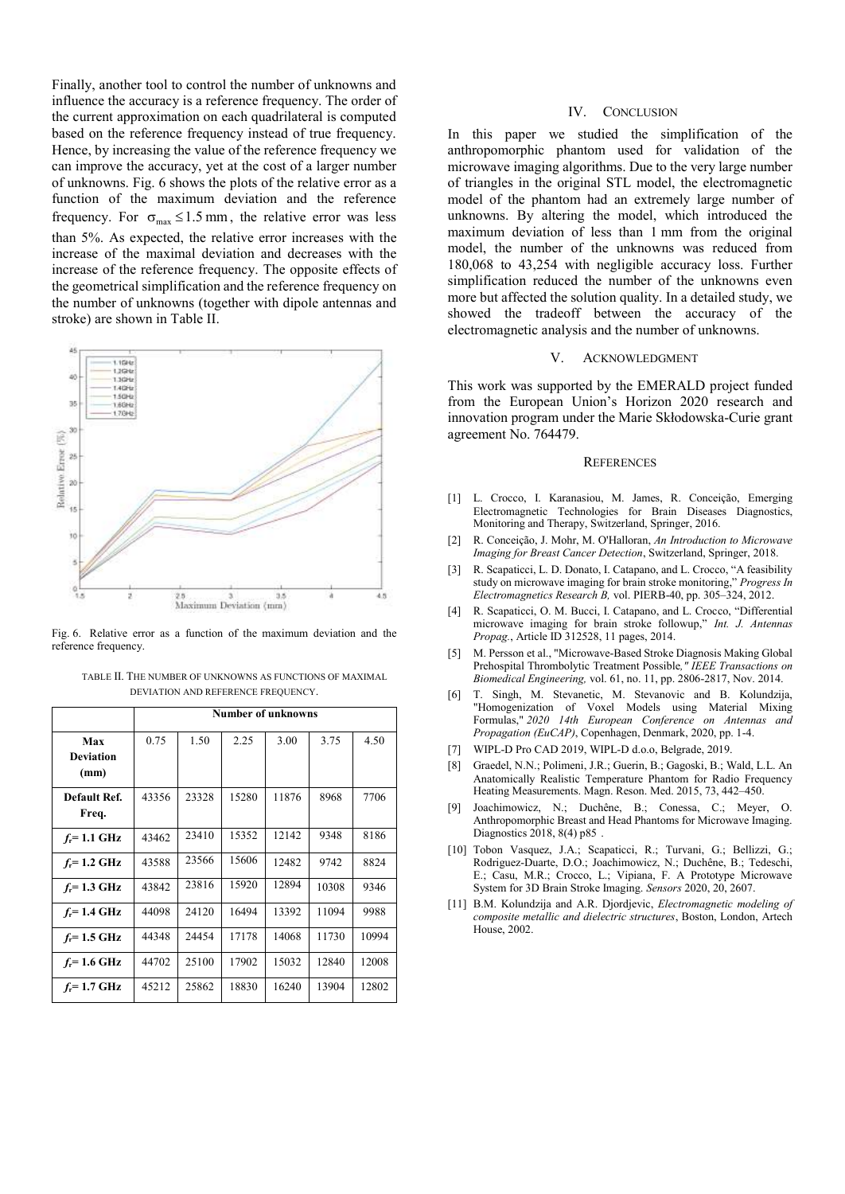Finally, another tool to control the number of unknowns and influence the accuracy is a reference frequency. The order of the current approximation on each quadrilateral is computed based on the reference frequency instead of true frequency. Hence, by increasing the value of the reference frequency we can improve the accuracy, yet at the cost of a larger number of unknowns. Fig. 6 shows the plots of the relative error as a function of the maximum deviation and the reference frequency. For $\sigma_{\max} \leq 1.5$ mm, the relative error was less than 5%. As expected, the relative error increases with the increase of the maximal deviation and decreases with the increase of the reference frequency. The opposite effects of the geometrical simplification and the reference frequency on the number of unknowns (together with dipole antennas and stroke) are shown in Table II.

1.1GHz
1.2GHz
1.3GHz
1.4GHz
1.5GHz
1.6GHz
1.7GHz

Relative Error (%)

Maximum Deviation (mm)

Fig. 6. Relative error as a function of the maximum deviation and the reference frequency.

TABLE II. The number of unknowns as functions of maximal deviation and reference frequency.

| | Number of unknowns | | | | | |
|---|---|---|---|---|---|---|
| **Max Deviation (mm)** | 0.75 | 1.50 | 2.25 | 3.00 | 3.75 | 4.50 |
| **Default Ref. Freq.** | 43356 | 23328 | 15280 | 11876 | 8968 | 7706 |
| **$f_r$= 1.1 GHz** | 43462 | 23410 | 15352 | 12142 | 9348 | 8186 |
| **$f_r$= 1.2 GHz** | 43588 | 23566 | 15606 | 12482 | 9742 | 8824 |
| **$f_r$= 1.3 GHz** | 43842 | 23816 | 15920 | 12894 | 10308 | 9346 |
| **$f_r$= 1.4 GHz** | 44098 | 24120 | 16494 | 13392 | 11094 | 9988 |
| **$f_r$= 1.5 GHz** | 44348 | 24454 | 17178 | 14068 | 11730 | 10994 |
| **$f_r$= 1.6 GHz** | 44702 | 25100 | 17902 | 15032 | 12840 | 12008 |
| **$f_r$= 1.7 GHz** | 45212 | 25862 | 18830 | 16240 | 13904 | 12802 |

## IV. Conclusion

In this paper we studied the simplification of the anthropomorphic phantom used for validation of the microwave imaging algorithms. Due to the very large number of triangles in the original STL model, the electromagnetic model of the phantom had an extremely large number of unknowns. By altering the model, which introduced the maximum deviation of less than 1 mm from the original model, the number of the unknowns was reduced from 180,068 to 43,254 with negligible accuracy loss. Further simplification reduced the number of the unknowns even more but affected the solution quality. In a detailed study, we showed the tradeoff between the accuracy of the electromagnetic analysis and the number of unknowns.

## V. Acknowledgment

This work was supported by the EMERALD project funded from the European Union's Horizon 2020 research and innovation program under the Marie Skłodowska-Curie grant agreement No. 764479.

## References

[1] L. Crocco, I. Karanasiou, M. James, R. Conceição, Emerging Electromagnetic Technologies for Brain Diseases Diagnostics, Monitoring and Therapy, Switzerland, Springer, 2016.

[2] R. Conceição, J. Mohr, M. O'Halloran, *An Introduction to Microwave Imaging for Breast Cancer Detection*, Switzerland, Springer, 2018.

[3] R. Scapaticci, L. D. Donato, I. Catapano, and L. Crocco, "A feasibility study on microwave imaging for brain stroke monitoring," *Progress In Electromagnetics Research B,* vol. PIERB-40, pp. 305–324, 2012.

[4] R. Scapaticci, O. M. Bucci, I. Catapano, and L. Crocco, "Differential microwave imaging for brain stroke followup," *Int. J. Antennas Propag.*, Article ID 312528, 11 pages, 2014.

[5] M. Persson et al., "Microwave-Based Stroke Diagnosis Making Global Prehospital Thrombolytic Treatment Possible*," IEEE Transactions on Biomedical Engineering,* vol. 61, no. 11, pp. 2806-2817, Nov. 2014.

[6] T. Singh, M. Stevanetic, M. Stevanovic and B. Kolundzija, "Homogenization of Voxel Models using Material Mixing Formulas," *2020 14th European Conference on Antennas and Propagation (EuCAP)*, Copenhagen, Denmark, 2020, pp. 1-4.

[7] WIPL-D Pro CAD 2019, WIPL-D d.o.o, Belgrade, 2019.

[8] Graedel, N.N.; Polimeni, J.R.; Guerin, B.; Gagoski, B.; Wald, L.L. An Anatomically Realistic Temperature Phantom for Radio Frequency Heating Measurements. Magn. Reson. Med. 2015, 73, 442–450.

[9] Joachimowicz, N.; Duchêne, B.; Conessa, C.; Meyer, O. Anthropomorphic Breast and Head Phantoms for Microwave Imaging. Diagnostics 2018, 8(4) p85 .

[10] Tobon Vasquez, J.A.; Scapaticci, R.; Turvani, G.; Bellizzi, G.; Rodriguez-Duarte, D.O.; Joachimowicz, N.; Duchêne, B.; Tedeschi, E.; Casu, M.R.; Crocco, L.; Vipiana, F. A Prototype Microwave System for 3D Brain Stroke Imaging. *Sensors* 2020, 20, 2607.

[11] B.M. Kolundzija and A.R. Djordjevic, *Electromagnetic modeling of composite metallic and dielectric structures*, Boston, London, Artech House, 2002.